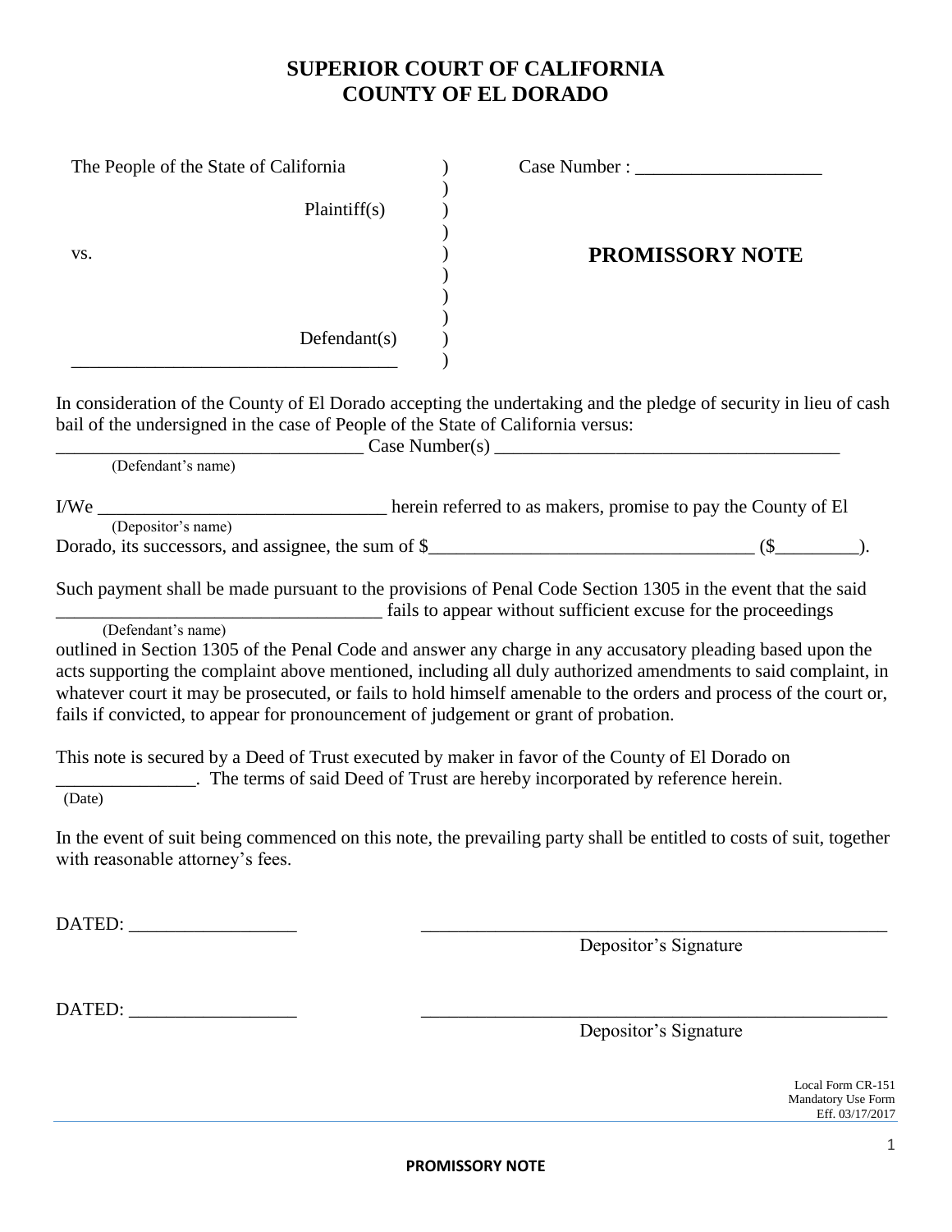# SUPERIOR COURT OF CALIFORNIA
# COUNTY OF EL DORADO

| | | |
|---|---|---|
| The People of the State of California<br><br>Plaintiff(s)<br><br>vs.<br><br>Defendant(s)<br>___________________________________ | ) | Case Number : ____________________<br><br>**PROMISSORY NOTE** |

In consideration of the County of El Dorado accepting the undertaking and the pledge of security in lieu of cash bail of the undersigned in the case of People of the State of California versus:

_________________________________ Case Number(s) _____________________________________
(Defendant's name)

I/We _______________________________ herein referred to as makers, promise to pay the County of El
(Depositor's name)
Dorado, its successors, and assignee, the sum of $___________________________________ ($_________).

Such payment shall be made pursuant to the provisions of Penal Code Section 1305 in the event that the said ___________________________________ fails to appear without sufficient excuse for the proceedings
(Defendant's name)
outlined in Section 1305 of the Penal Code and answer any charge in any accusatory pleading based upon the acts supporting the complaint above mentioned, including all duly authorized amendments to said complaint, in whatever court it may be prosecuted, or fails to hold himself amenable to the orders and process of the court or, fails if convicted, to appear for pronouncement of judgement or grant of probation.

This note is secured by a Deed of Trust executed by maker in favor of the County of El Dorado on _______________. The terms of said Deed of Trust are hereby incorporated by reference herein.
(Date)

In the event of suit being commenced on this note, the prevailing party shall be entitled to costs of suit, together with reasonable attorney's fees.

DATED: __________________ ____________________________________________________
Depositor's Signature

DATED: __________________ ____________________________________________________
Depositor's Signature

Local Form CR-151
Mandatory Use Form
Eff. 03/17/2017

**PROMISSORY NOTE**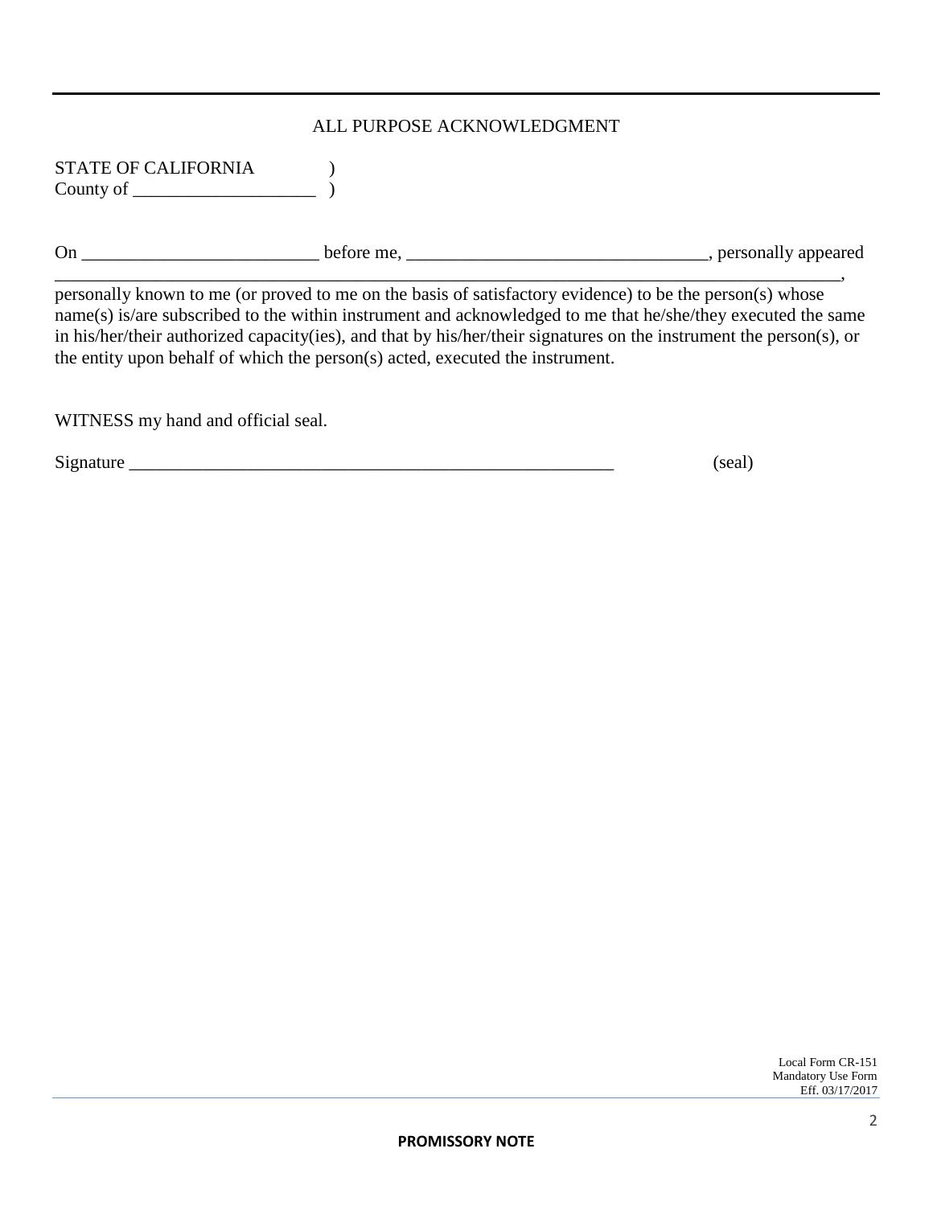ALL PURPOSE ACKNOWLEDGMENT

STATE OF CALIFORNIA )
County of ____________________ )

On __________________________ before me, _________________________________, personally appeared _______________________________________________________________________________________,
personally known to me (or proved to me on the basis of satisfactory evidence) to be the person(s) whose name(s) is/are subscribed to the within instrument and acknowledged to me that he/she/they executed the same in his/her/their authorized capacity(ies), and that by his/her/their signatures on the instrument the person(s), or the entity upon behalf of which the person(s) acted, executed the instrument.

WITNESS my hand and official seal.

Signature _______________________________________________________ (seal)

Local Form CR-151
Mandatory Use Form
Eff. 03/17/2017

**PROMISSORY NOTE**